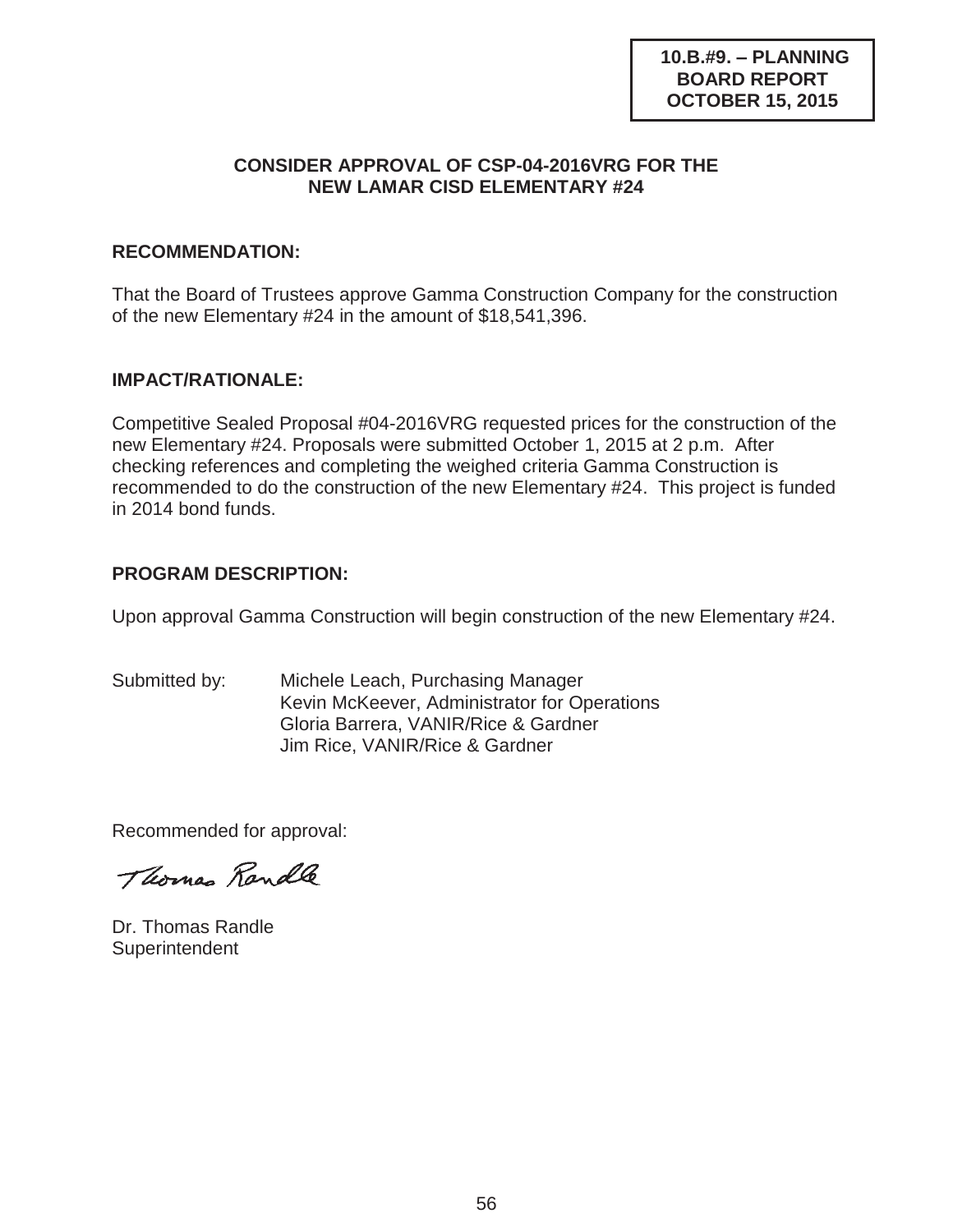**10.B.#9. – PLANNING BOARD REPORT OCTOBER 15, 2015**

## CONSIDER APPROVAL OF CSP-04-2016VRG FOR THE NEW LAMAR CISD ELEMENTARY #24

### RECOMMENDATION:

That the Board of Trustees approve Gamma Construction Company for the construction of the new Elementary #24 in the amount of $18,541,396.

### IMPACT/RATIONALE:

Competitive Sealed Proposal #04-2016VRG requested prices for the construction of the new Elementary #24. Proposals were submitted October 1, 2015 at 2 p.m. After checking references and completing the weighed criteria Gamma Construction is recommended to do the construction of the new Elementary #24. This project is funded in 2014 bond funds.

### PROGRAM DESCRIPTION:

Upon approval Gamma Construction will begin construction of the new Elementary #24.

Submitted by: Michele Leach, Purchasing Manager
Kevin McKeever, Administrator for Operations
Gloria Barrera, VANIR/Rice & Gardner
Jim Rice, VANIR/Rice & Gardner

Recommended for approval:

Thomas Randle

Dr. Thomas Randle
Superintendent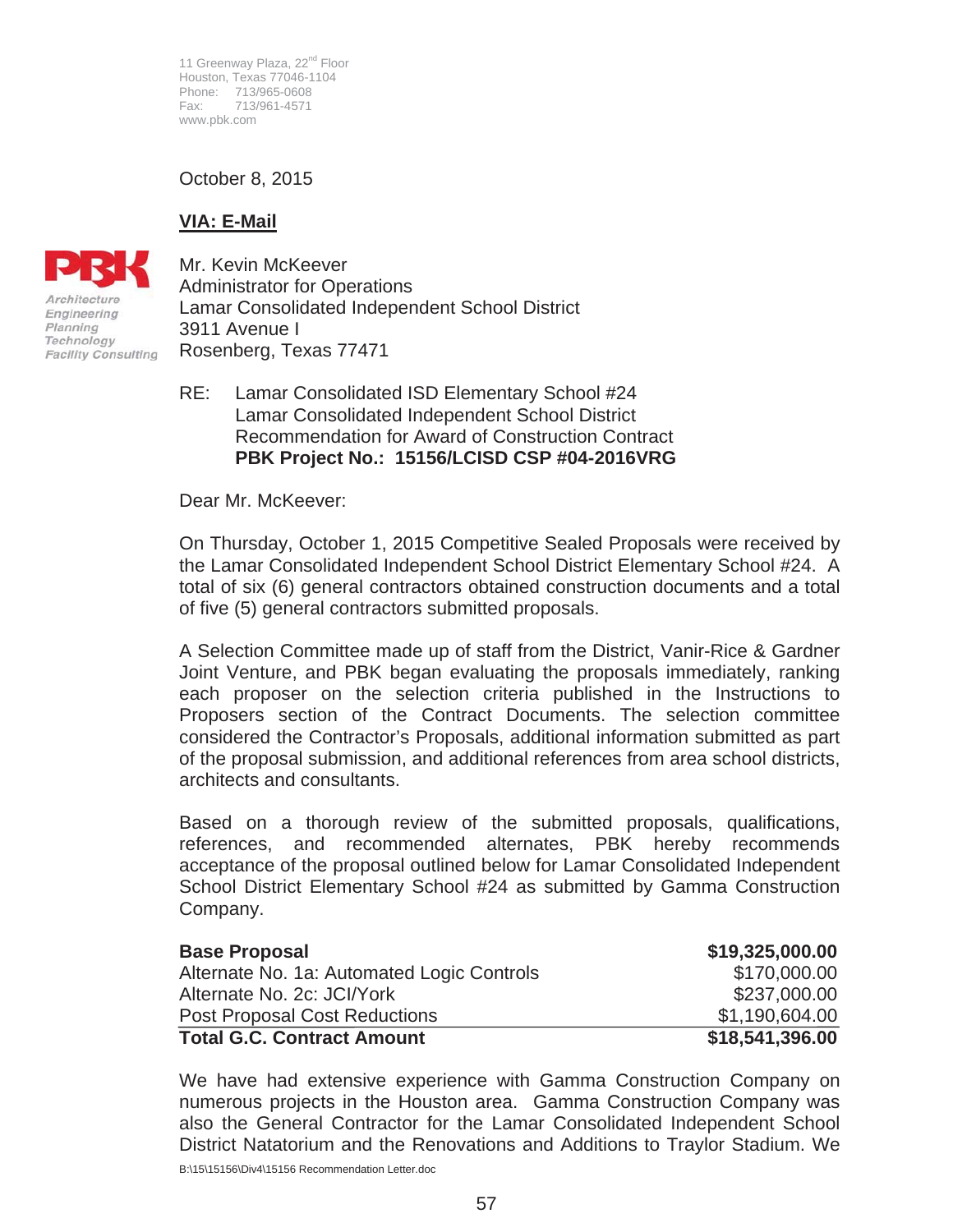11 Greenway Plaza, 22nd Floor
Houston, Texas 77046-1104
Phone: 713/965-0608
Fax: 713/961-4571
www.pbk.com

October 8, 2015

**VIA: E-Mail**

PBK
*Architecture*
*Engineering*
*Planning*
*Technology*
*Facility Consulting*

Mr. Kevin McKeever
Administrator for Operations
Lamar Consolidated Independent School District
3911 Avenue I
Rosenberg, Texas 77471

RE: Lamar Consolidated ISD Elementary School #24
Lamar Consolidated Independent School District
Recommendation for Award of Construction Contract
**PBK Project No.: 15156/LCISD CSP #04-2016VRG**

Dear Mr. McKeever:

On Thursday, October 1, 2015 Competitive Sealed Proposals were received by the Lamar Consolidated Independent School District Elementary School #24. A total of six (6) general contractors obtained construction documents and a total of five (5) general contractors submitted proposals.

A Selection Committee made up of staff from the District, Vanir-Rice & Gardner Joint Venture, and PBK began evaluating the proposals immediately, ranking each proposer on the selection criteria published in the Instructions to Proposers section of the Contract Documents. The selection committee considered the Contractor's Proposals, additional information submitted as part of the proposal submission, and additional references from area school districts, architects and consultants.

Based on a thorough review of the submitted proposals, qualifications, references, and recommended alternates, PBK hereby recommends acceptance of the proposal outlined below for Lamar Consolidated Independent School District Elementary School #24 as submitted by Gamma Construction Company.

| | |
|---|---:|
| **Base Proposal** | **$19,325,000.00** |
| Alternate No. 1a: Automated Logic Controls | $170,000.00 |
| Alternate No. 2c: JCI/York | $237,000.00 |
| Post Proposal Cost Reductions | $1,190,604.00 |
| **Total G.C. Contract Amount** | **$18,541,396.00** |

We have had extensive experience with Gamma Construction Company on numerous projects in the Houston area. Gamma Construction Company was also the General Contractor for the Lamar Consolidated Independent School District Natatorium and the Renovations and Additions to Traylor Stadium. We

B:\15\15156\Div4\15156 Recommendation Letter.doc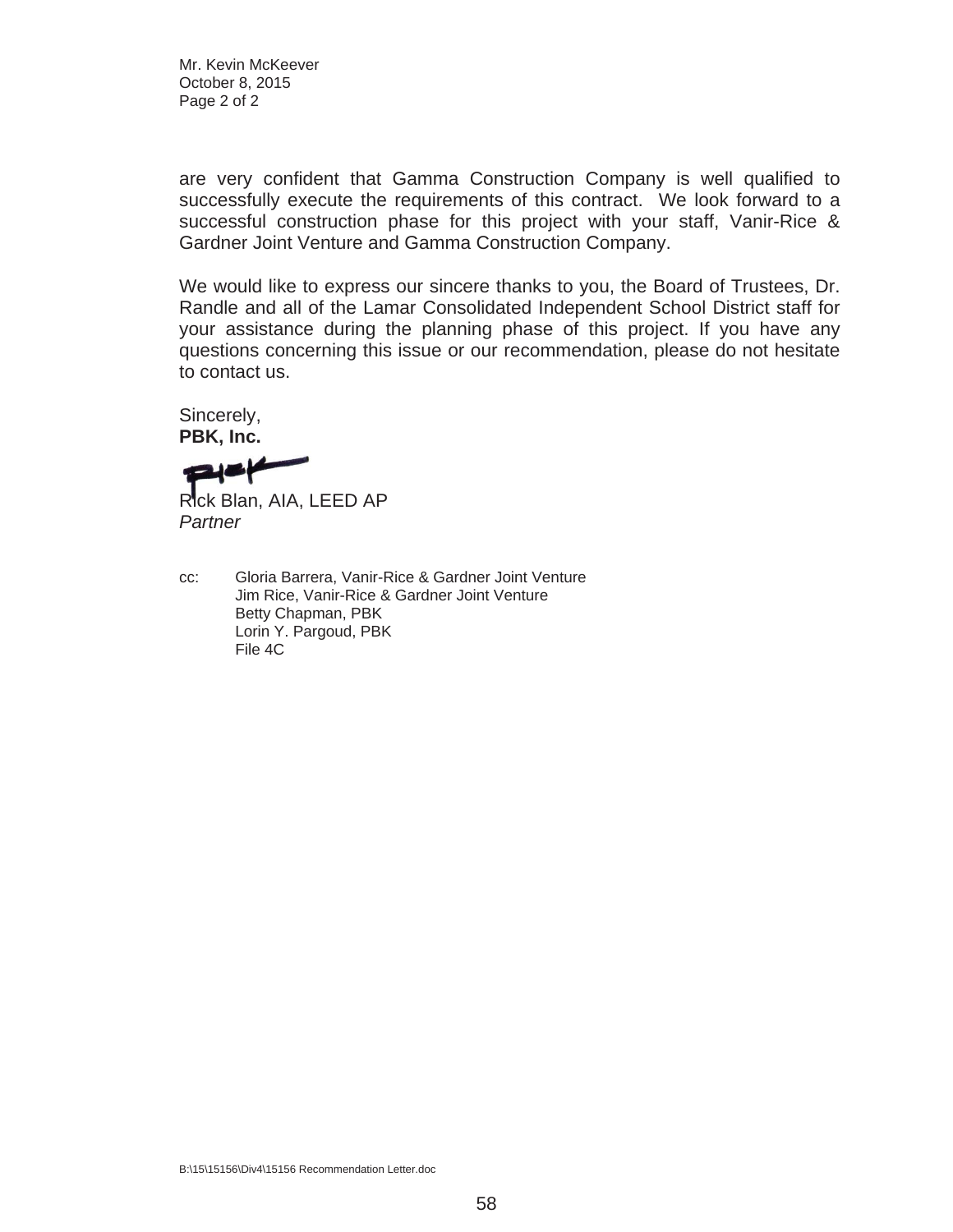are very confident that Gamma Construction Company is well qualified to successfully execute the requirements of this contract. We look forward to a successful construction phase for this project with your staff, Vanir-Rice & Gardner Joint Venture and Gamma Construction Company.

We would like to express our sincere thanks to you, the Board of Trustees, Dr. Randle and all of the Lamar Consolidated Independent School District staff for your assistance during the planning phase of this project. If you have any questions concerning this issue or our recommendation, please do not hesitate to contact us.

Sincerely,
**PBK, Inc.**

Rick Blan, AIA, LEED AP
*Partner*

cc: Gloria Barrera, Vanir-Rice & Gardner Joint Venture
Jim Rice, Vanir-Rice & Gardner Joint Venture
Betty Chapman, PBK
Lorin Y. Pargoud, PBK
File 4C

B:\15\15156\Div4\15156 Recommendation Letter.doc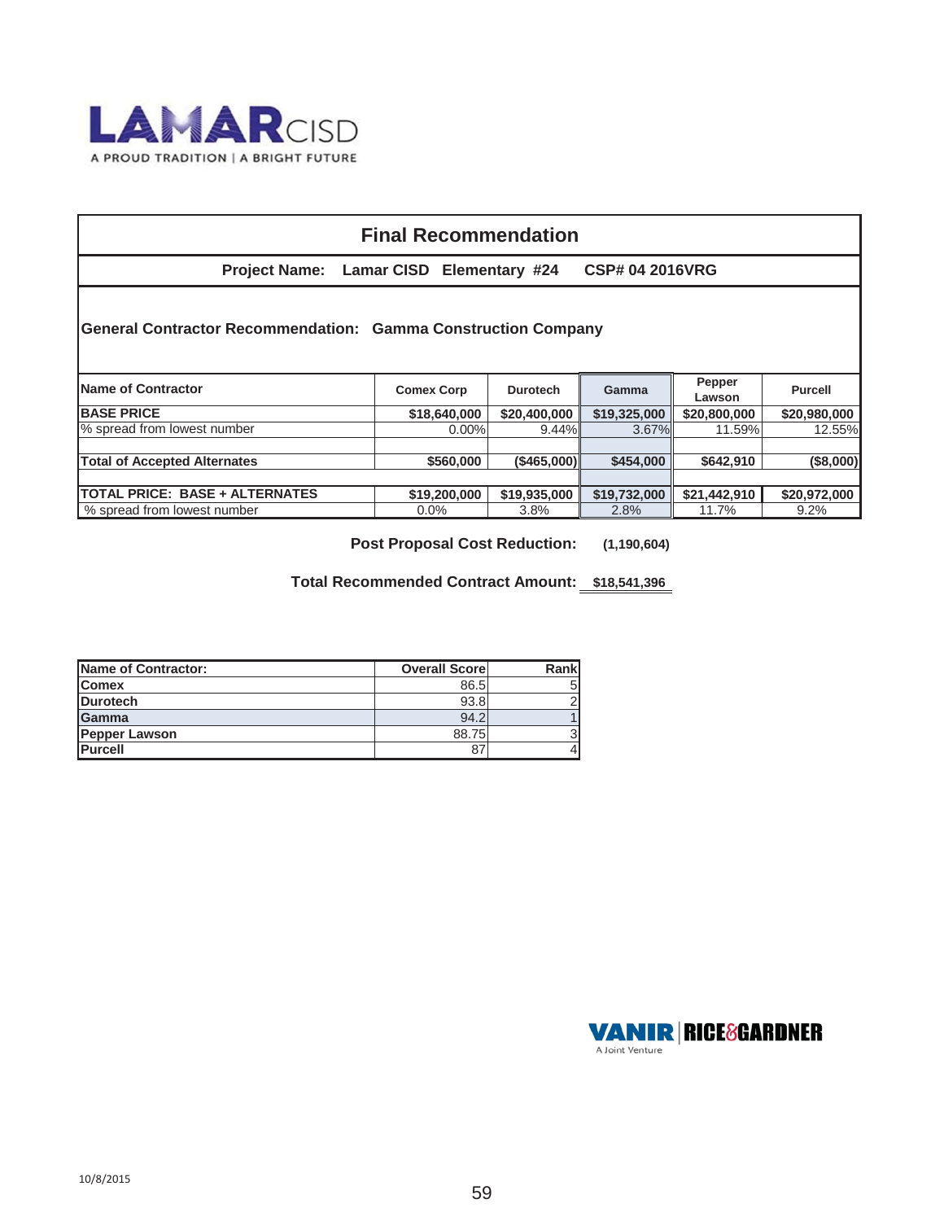LAMAR CISD

A PROUD TRADITION | A BRIGHT FUTURE

## Final Recommendation

**Project Name: Lamar CISD Elementary #24 CSP# 04 2016VRG**

**General Contractor Recommendation: Gamma Construction Company**

| Name of Contractor | Comex Corp | Durotech | Gamma | Pepper Lawson | Purcell |
|---|---|---|---|---|---|
| **BASE PRICE** | $18,640,000 | $20,400,000 | $19,325,000 | $20,800,000 | $20,980,000 |
| % spread from lowest number | 0.00% | 9.44% | 3.67% | 11.59% | 12.55% |
| | | | | | |
| **Total of Accepted Alternates** | $560,000 | ($465,000) | $454,000 | $642,910 | ($8,000) |
| | | | | | |
| **TOTAL PRICE: BASE + ALTERNATES** | $19,200,000 | $19,935,000 | $19,732,000 | $21,442,910 | $20,972,000 |
| % spread from lowest number | 0.0% | 3.8% | 2.8% | 11.7% | 9.2% |

**Post Proposal Cost Reduction:** (1,190,604)

**Total Recommended Contract Amount:** $18,541,396

| Name of Contractor: | Overall Score | Rank |
|---|---|---|
| **Comex** | 86.5 | 5 |
| **Durotech** | 93.8 | 2 |
| **Gamma** | 94.2 | 1 |
| **Pepper Lawson** | 88.75 | 3 |
| **Purcell** | 87 | 4 |

VANIR | RICE&GARDNER

A Joint Venture

10/8/2015